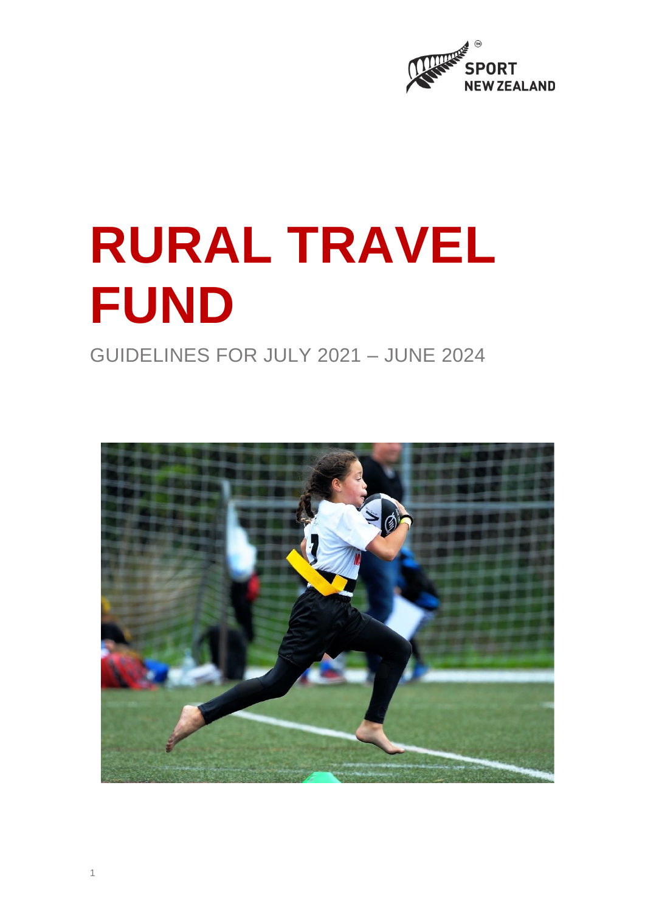SPORT NEW ZEALAND

# RURAL TRAVEL FUND

GUIDELINES FOR JULY 2021 – JUNE 2024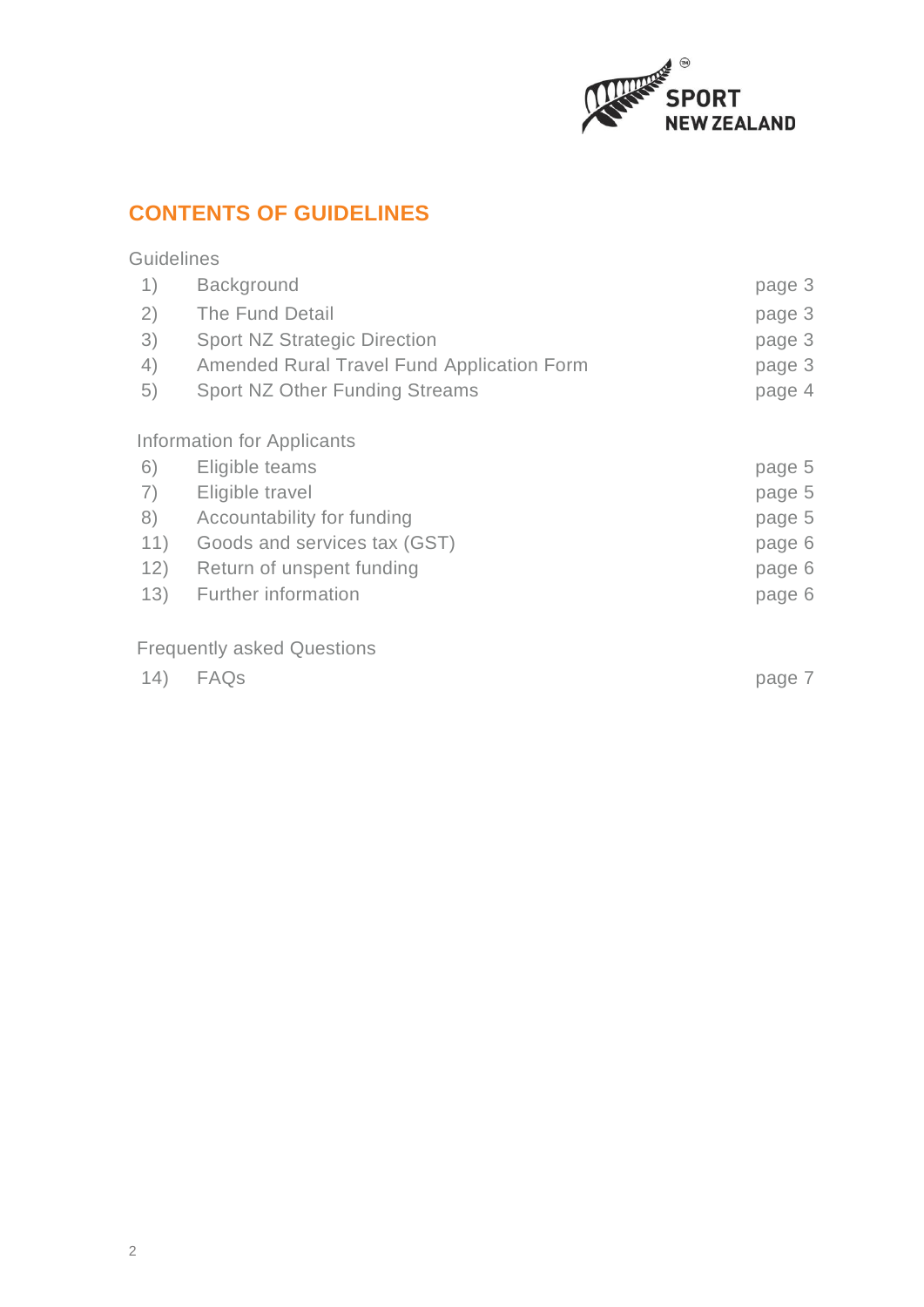## CONTENTS OF GUIDELINES

Guidelines

| | | |
|---|---|---|
| 1) | Background | page 3 |
| 2) | The Fund Detail | page 3 |
| 3) | Sport NZ Strategic Direction | page 3 |
| 4) | Amended Rural Travel Fund Application Form | page 3 |
| 5) | Sport NZ Other Funding Streams | page 4 |

Information for Applicants

| | | |
|---|---|---|
| 6) | Eligible teams | page 5 |
| 7) | Eligible travel | page 5 |
| 8) | Accountability for funding | page 5 |
| 11) | Goods and services tax (GST) | page 6 |
| 12) | Return of unspent funding | page 6 |
| 13) | Further information | page 6 |

Frequently asked Questions

| | | |
|---|---|---|
| 14) | FAQs | page 7 |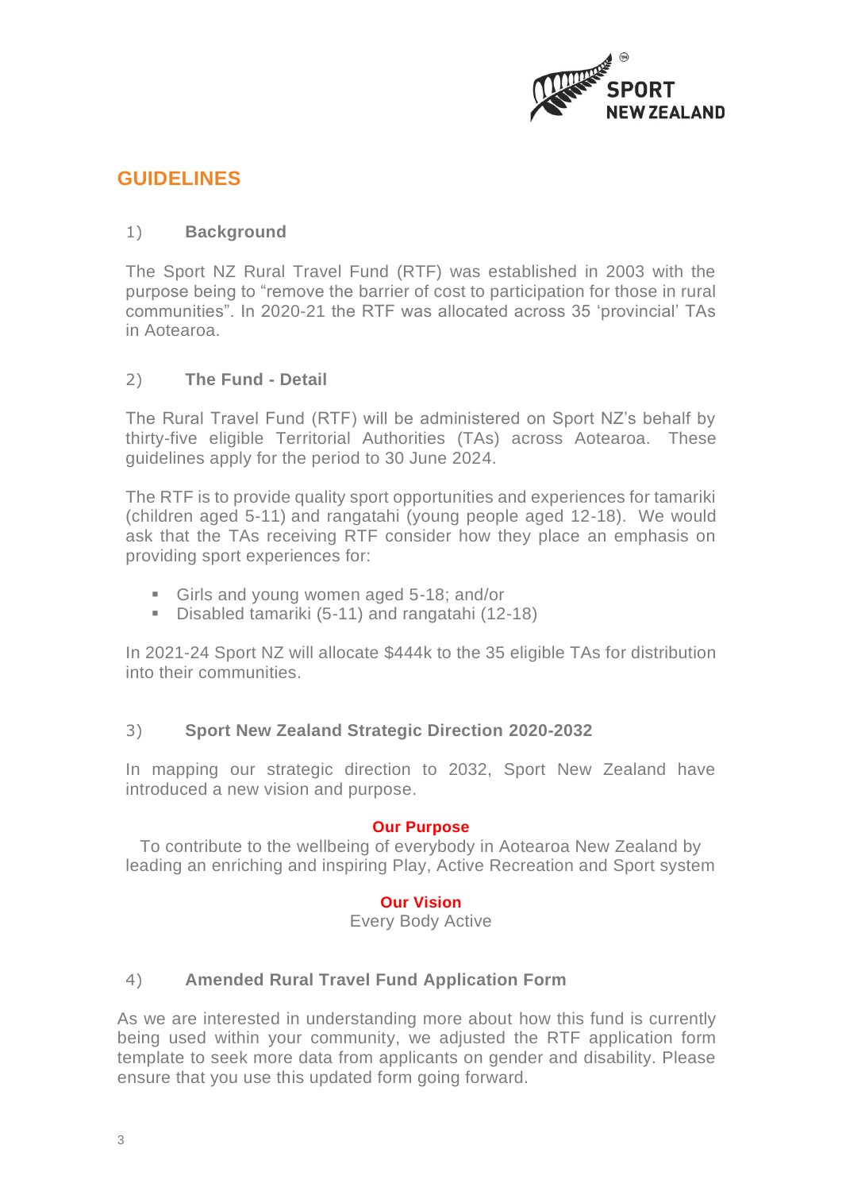# GUIDELINES

## 1) Background

The Sport NZ Rural Travel Fund (RTF) was established in 2003 with the purpose being to "remove the barrier of cost to participation for those in rural communities". In 2020-21 the RTF was allocated across 35 'provincial' TAs in Aotearoa.

## 2) The Fund - Detail

The Rural Travel Fund (RTF) will be administered on Sport NZ's behalf by thirty-five eligible Territorial Authorities (TAs) across Aotearoa. These guidelines apply for the period to 30 June 2024.

The RTF is to provide quality sport opportunities and experiences for tamariki (children aged 5-11) and rangatahi (young people aged 12-18). We would ask that the TAs receiving RTF consider how they place an emphasis on providing sport experiences for:

- Girls and young women aged 5-18; and/or
- Disabled tamariki (5-11) and rangatahi (12-18)

In 2021-24 Sport NZ will allocate $444k to the 35 eligible TAs for distribution into their communities.

## 3) Sport New Zealand Strategic Direction 2020-2032

In mapping our strategic direction to 2032, Sport New Zealand have introduced a new vision and purpose.

**Our Purpose**

To contribute to the wellbeing of everybody in Aotearoa New Zealand by leading an enriching and inspiring Play, Active Recreation and Sport system

**Our Vision**

Every Body Active

## 4) Amended Rural Travel Fund Application Form

As we are interested in understanding more about how this fund is currently being used within your community, we adjusted the RTF application form template to seek more data from applicants on gender and disability. Please ensure that you use this updated form going forward.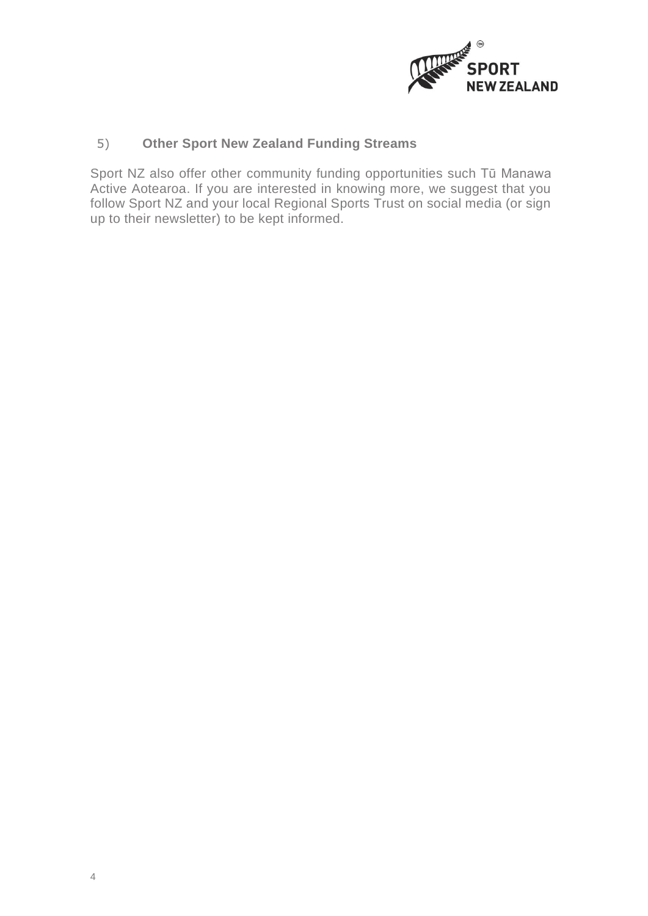## 5) Other Sport New Zealand Funding Streams

Sport NZ also offer other community funding opportunities such Tū Manawa Active Aotearoa. If you are interested in knowing more, we suggest that you follow Sport NZ and your local Regional Sports Trust on social media (or sign up to their newsletter) to be kept informed.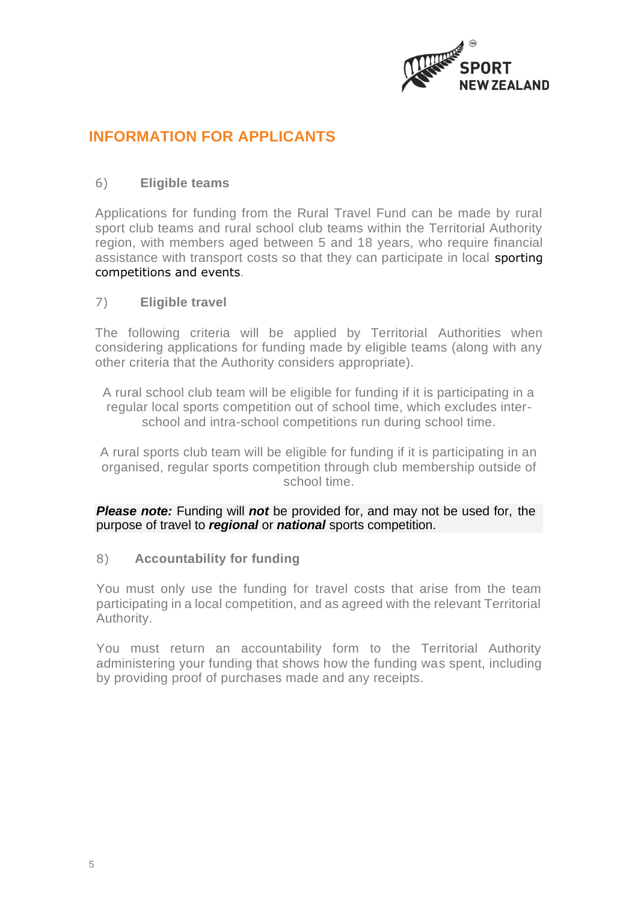## INFORMATION FOR APPLICANTS

### 6) Eligible teams

Applications for funding from the Rural Travel Fund can be made by rural sport club teams and rural school club teams within the Territorial Authority region, with members aged between 5 and 18 years, who require financial assistance with transport costs so that they can participate in local sporting competitions and events.

### 7) Eligible travel

The following criteria will be applied by Territorial Authorities when considering applications for funding made by eligible teams (along with any other criteria that the Authority considers appropriate).

A rural school club team will be eligible for funding if it is participating in a regular local sports competition out of school time, which excludes inter-school and intra-school competitions run during school time.

A rural sports club team will be eligible for funding if it is participating in an organised, regular sports competition through club membership outside of school time.

***Please note:*** Funding will ***not*** be provided for, and may not be used for, the purpose of travel to ***regional*** or ***national*** sports competition.

### 8) Accountability for funding

You must only use the funding for travel costs that arise from the team participating in a local competition, and as agreed with the relevant Territorial Authority.

You must return an accountability form to the Territorial Authority administering your funding that shows how the funding was spent, including by providing proof of purchases made and any receipts.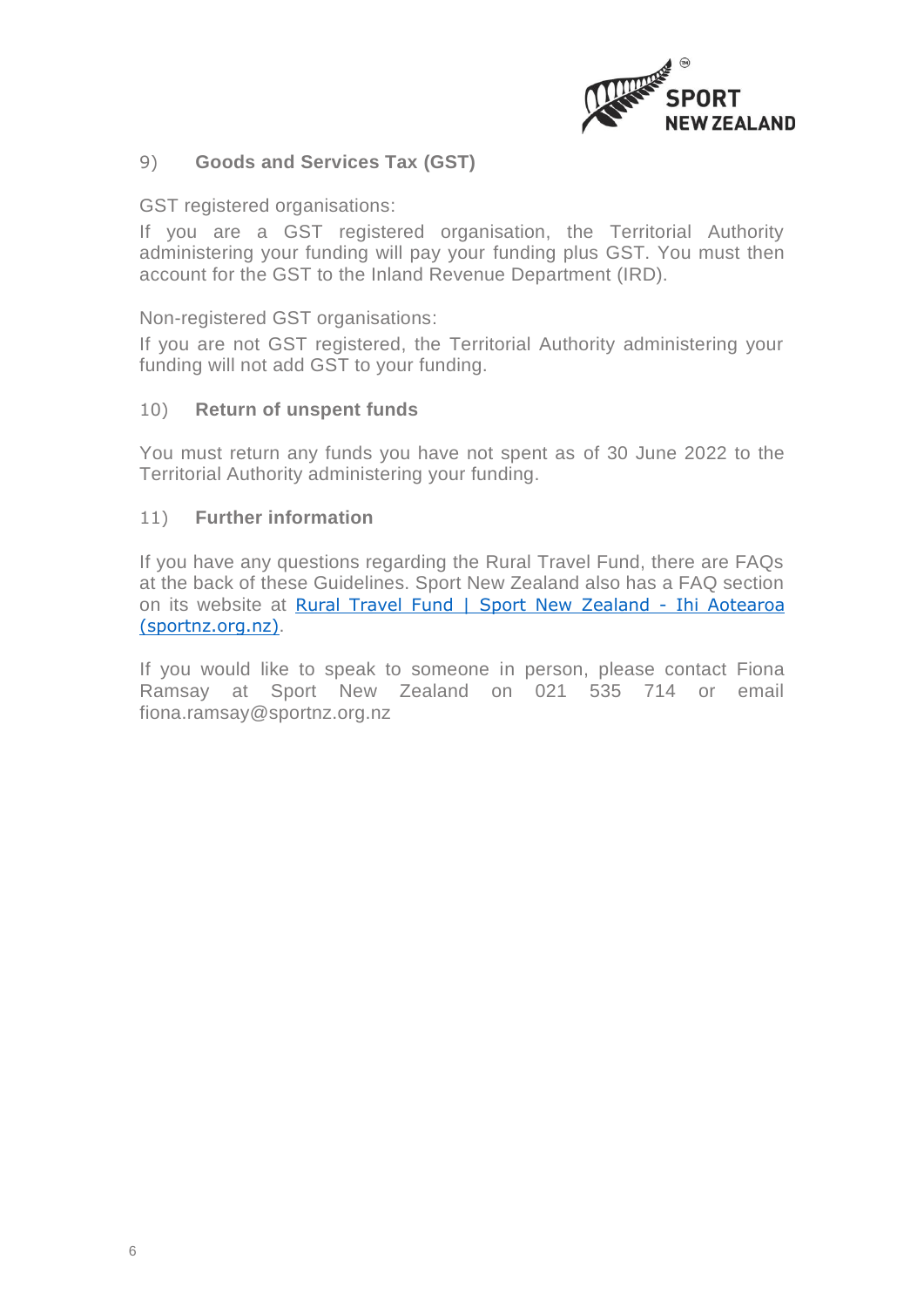## 9) Goods and Services Tax (GST)

GST registered organisations:

If you are a GST registered organisation, the Territorial Authority administering your funding will pay your funding plus GST. You must then account for the GST to the Inland Revenue Department (IRD).

Non-registered GST organisations:

If you are not GST registered, the Territorial Authority administering your funding will not add GST to your funding.

## 10) Return of unspent funds

You must return any funds you have not spent as of 30 June 2022 to the Territorial Authority administering your funding.

## 11) Further information

If you have any questions regarding the Rural Travel Fund, there are FAQs at the back of these Guidelines. Sport New Zealand also has a FAQ section on its website at [Rural Travel Fund | Sport New Zealand - Ihi Aotearoa (sportnz.org.nz)](https://sportnz.org.nz).

If you would like to speak to someone in person, please contact Fiona Ramsay at Sport New Zealand on 021 535 714 or email fiona.ramsay@sportnz.org.nz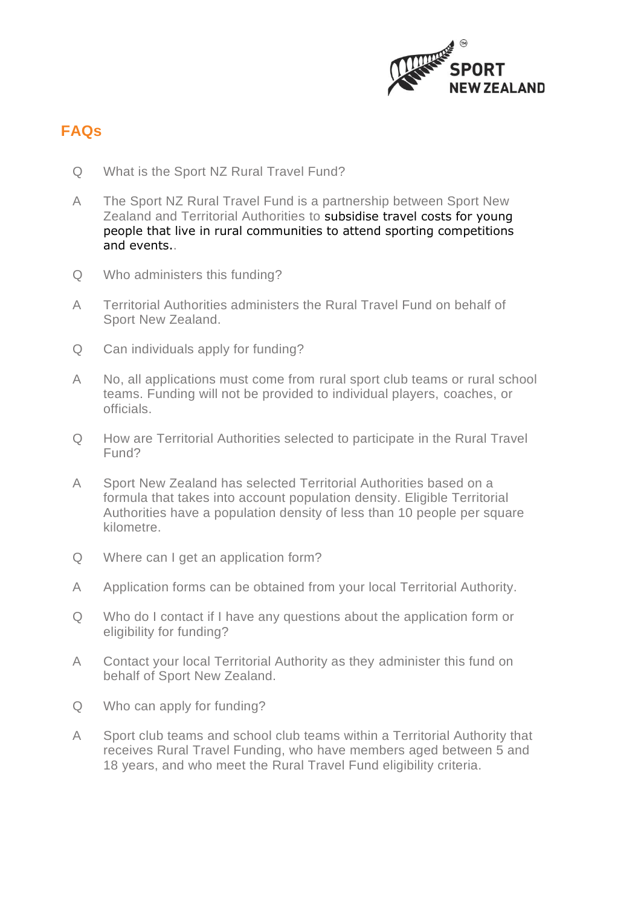## FAQs

Q What is the Sport NZ Rural Travel Fund?

A The Sport NZ Rural Travel Fund is a partnership between Sport New Zealand and Territorial Authorities to subsidise travel costs for young people that live in rural communities to attend sporting competitions and events..

Q Who administers this funding?

A Territorial Authorities administers the Rural Travel Fund on behalf of Sport New Zealand.

Q Can individuals apply for funding?

A No, all applications must come from rural sport club teams or rural school teams. Funding will not be provided to individual players, coaches, or officials.

Q How are Territorial Authorities selected to participate in the Rural Travel Fund?

A Sport New Zealand has selected Territorial Authorities based on a formula that takes into account population density. Eligible Territorial Authorities have a population density of less than 10 people per square kilometre.

Q Where can I get an application form?

A Application forms can be obtained from your local Territorial Authority.

Q Who do I contact if I have any questions about the application form or eligibility for funding?

A Contact your local Territorial Authority as they administer this fund on behalf of Sport New Zealand.

Q Who can apply for funding?

A Sport club teams and school club teams within a Territorial Authority that receives Rural Travel Funding, who have members aged between 5 and 18 years, and who meet the Rural Travel Fund eligibility criteria.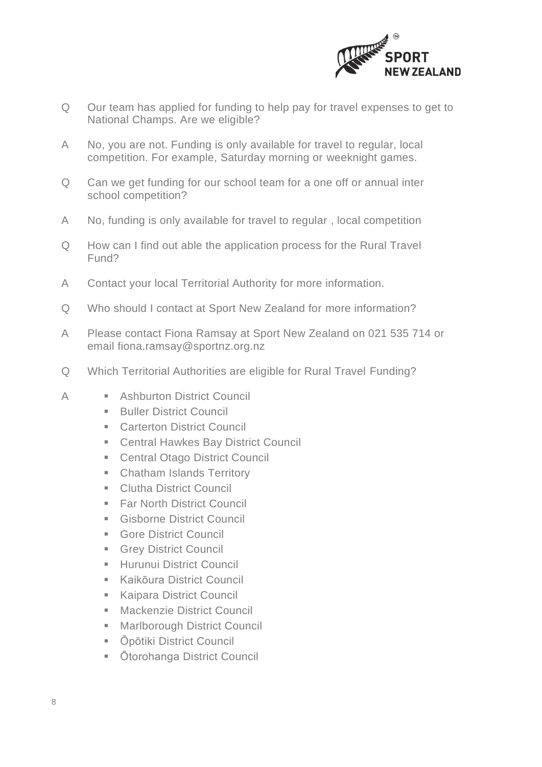Q Our team has applied for funding to help pay for travel expenses to get to National Champs. Are we eligible?

A No, you are not. Funding is only available for travel to regular, local competition. For example, Saturday morning or weeknight games.

Q Can we get funding for our school team for a one off or annual inter school competition?

A No, funding is only available for travel to regular , local competition

Q How can I find out able the application process for the Rural Travel Fund?

A Contact your local Territorial Authority for more information.

Q Who should I contact at Sport New Zealand for more information?

A Please contact Fiona Ramsay at Sport New Zealand on 021 535 714 or email fiona.ramsay@sportnz.org.nz

Q Which Territorial Authorities are eligible for Rural Travel Funding?

A

- Ashburton District Council
- Buller District Council
- Carterton District Council
- Central Hawkes Bay District Council
- Central Otago District Council
- Chatham Islands Territory
- Clutha District Council
- Far North District Council
- Gisborne District Council
- Gore District Council
- Grey District Council
- Hurunui District Council
- Kaikōura District Council
- Kaipara District Council
- Mackenzie District Council
- Marlborough District Council
- Ōpōtiki District Council
- Ōtorohanga District Council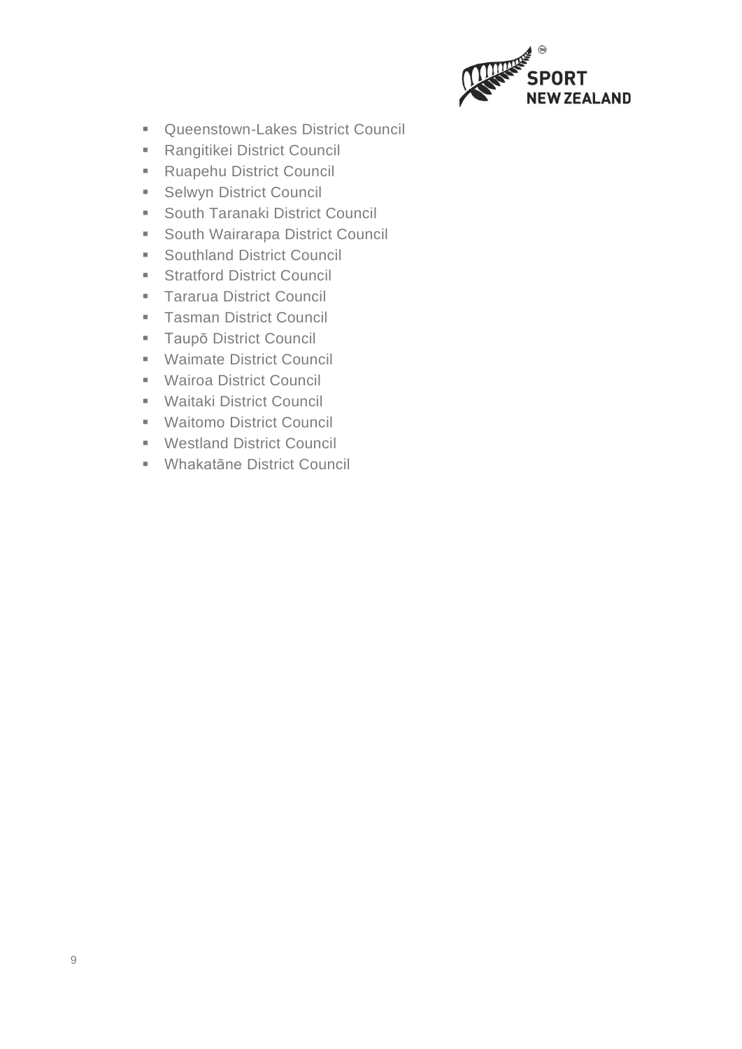- Queenstown-Lakes District Council
- Rangitikei District Council
- Ruapehu District Council
- Selwyn District Council
- South Taranaki District Council
- South Wairarapa District Council
- Southland District Council
- Stratford District Council
- Tararua District Council
- Tasman District Council
- Taupō District Council
- Waimate District Council
- Wairoa District Council
- Waitaki District Council
- Waitomo District Council
- Westland District Council
- Whakatāne District Council